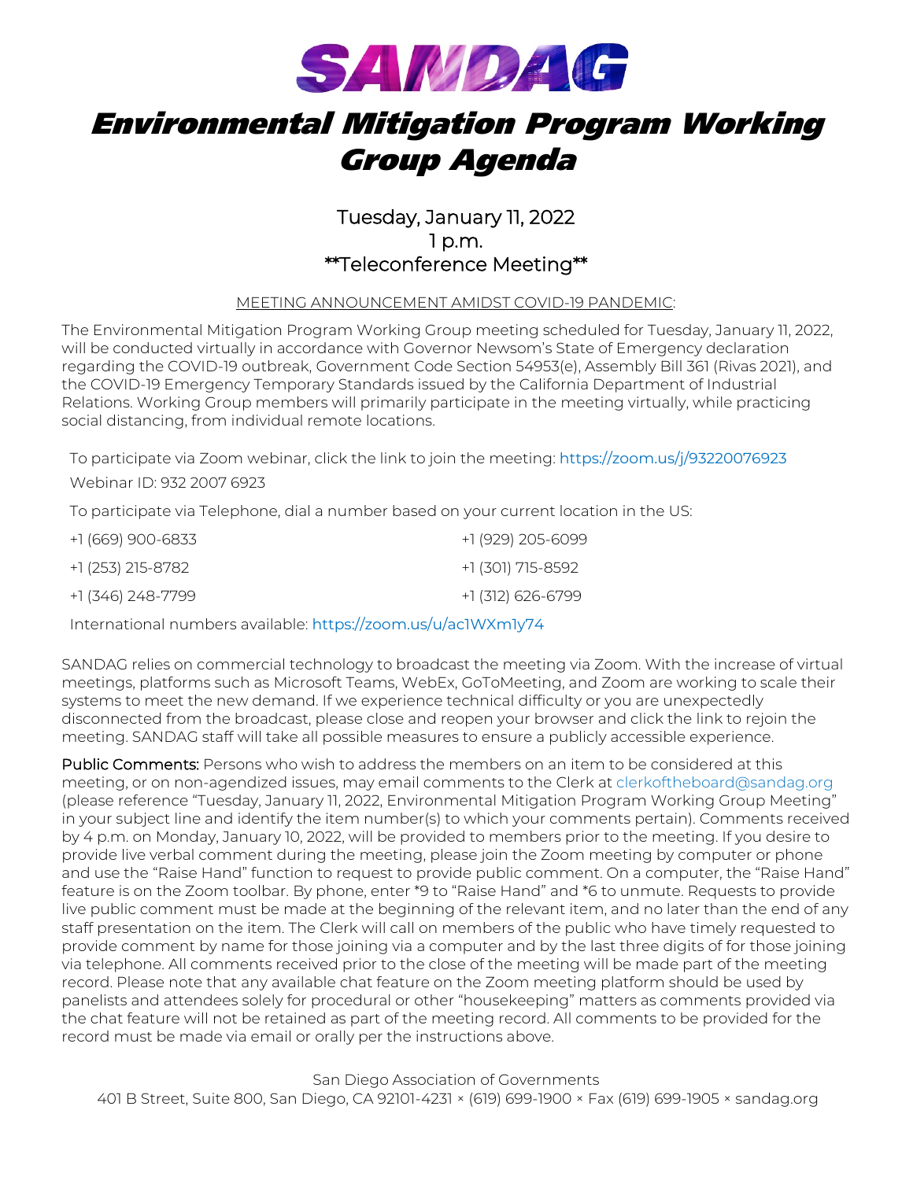# SANDAG

# Environmental Mitigation Program Working Group Agenda

Tuesday, January 11, 2022
1 p.m.
**Teleconference Meeting**

MEETING ANNOUNCEMENT AMIDST COVID-19 PANDEMIC:

The Environmental Mitigation Program Working Group meeting scheduled for Tuesday, January 11, 2022, will be conducted virtually in accordance with Governor Newsom's State of Emergency declaration regarding the COVID-19 outbreak, Government Code Section 54953(e), Assembly Bill 361 (Rivas 2021), and the COVID-19 Emergency Temporary Standards issued by the California Department of Industrial Relations. Working Group members will primarily participate in the meeting virtually, while practicing social distancing, from individual remote locations.

To participate via Zoom webinar, click the link to join the meeting: https://zoom.us/j/93220076923

Webinar ID: 932 2007 6923

To participate via Telephone, dial a number based on your current location in the US:

+1 (669) 900-6833
+1 (929) 205-6099
+1 (253) 215-8782
+1 (301) 715-8592
+1 (346) 248-7799
+1 (312) 626-6799

International numbers available: https://zoom.us/u/ac1WXm1y74

SANDAG relies on commercial technology to broadcast the meeting via Zoom. With the increase of virtual meetings, platforms such as Microsoft Teams, WebEx, GoToMeeting, and Zoom are working to scale their systems to meet the new demand. If we experience technical difficulty or you are unexpectedly disconnected from the broadcast, please close and reopen your browser and click the link to rejoin the meeting. SANDAG staff will take all possible measures to ensure a publicly accessible experience.

**Public Comments:** Persons who wish to address the members on an item to be considered at this meeting, or on non-agendized issues, may email comments to the Clerk at clerkoftheboard@sandag.org (please reference "Tuesday, January 11, 2022, Environmental Mitigation Program Working Group Meeting" in your subject line and identify the item number(s) to which your comments pertain). Comments received by 4 p.m. on Monday, January 10, 2022, will be provided to members prior to the meeting. If you desire to provide live verbal comment during the meeting, please join the Zoom meeting by computer or phone and use the "Raise Hand" function to request to provide public comment. On a computer, the "Raise Hand" feature is on the Zoom toolbar. By phone, enter *9 to "Raise Hand" and *6 to unmute. Requests to provide live public comment must be made at the beginning of the relevant item, and no later than the end of any staff presentation on the item. The Clerk will call on members of the public who have timely requested to provide comment by name for those joining via a computer and by the last three digits of for those joining via telephone. All comments received prior to the close of the meeting will be made part of the meeting record. Please note that any available chat feature on the Zoom meeting platform should be used by panelists and attendees solely for procedural or other "housekeeping" matters as comments provided via the chat feature will not be retained as part of the meeting record. All comments to be provided for the record must be made via email or orally per the instructions above.

San Diego Association of Governments
401 B Street, Suite 800, San Diego, CA 92101-4231 × (619) 699-1900 × Fax (619) 699-1905 × sandag.org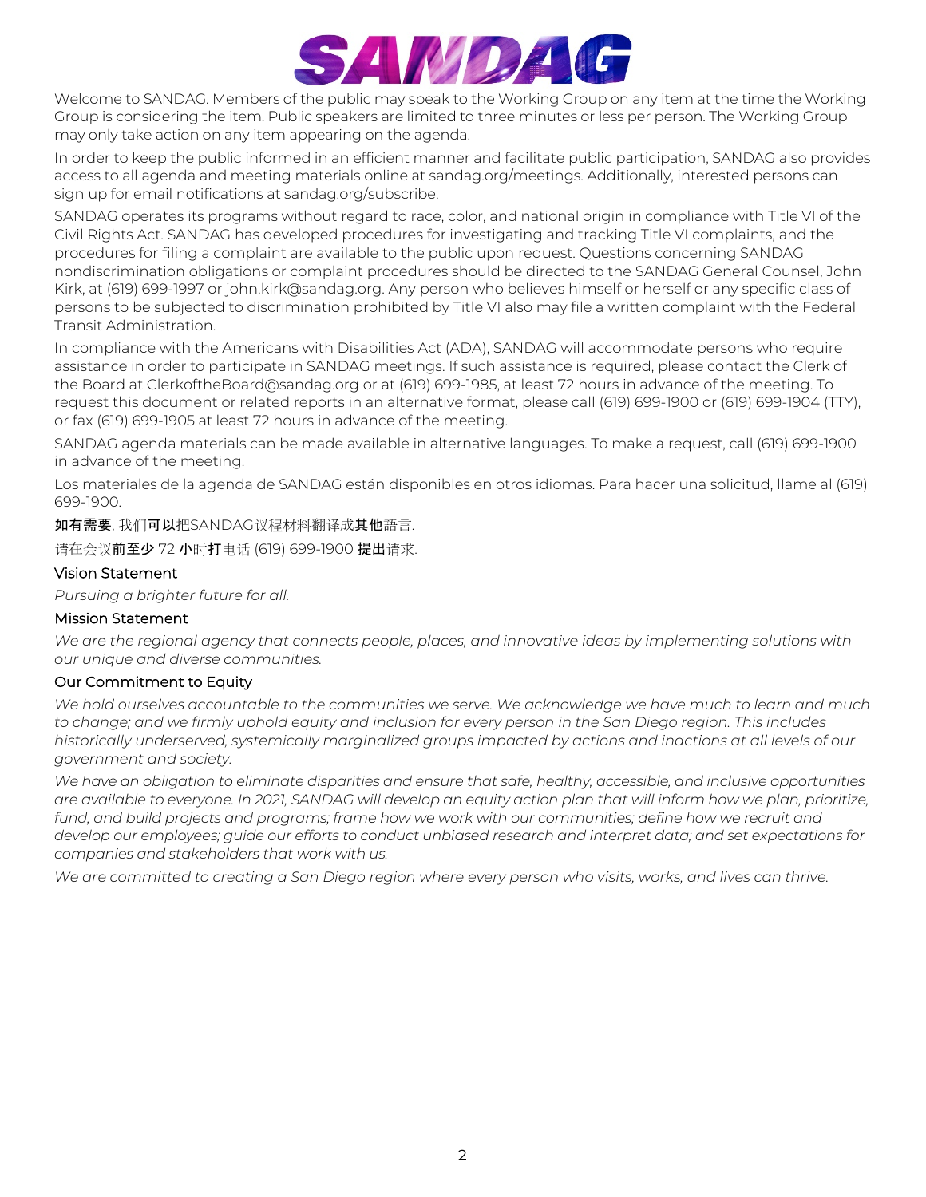Welcome to SANDAG. Members of the public may speak to the Working Group on any item at the time the Working Group is considering the item. Public speakers are limited to three minutes or less per person. The Working Group may only take action on any item appearing on the agenda.

In order to keep the public informed in an efficient manner and facilitate public participation, SANDAG also provides access to all agenda and meeting materials online at sandag.org/meetings. Additionally, interested persons can sign up for email notifications at sandag.org/subscribe.

SANDAG operates its programs without regard to race, color, and national origin in compliance with Title VI of the Civil Rights Act. SANDAG has developed procedures for investigating and tracking Title VI complaints, and the procedures for filing a complaint are available to the public upon request. Questions concerning SANDAG nondiscrimination obligations or complaint procedures should be directed to the SANDAG General Counsel, John Kirk, at (619) 699-1997 or john.kirk@sandag.org. Any person who believes himself or herself or any specific class of persons to be subjected to discrimination prohibited by Title VI also may file a written complaint with the Federal Transit Administration.

In compliance with the Americans with Disabilities Act (ADA), SANDAG will accommodate persons who require assistance in order to participate in SANDAG meetings. If such assistance is required, please contact the Clerk of the Board at ClerkoftheBoard@sandag.org or at (619) 699-1985, at least 72 hours in advance of the meeting. To request this document or related reports in an alternative format, please call (619) 699-1900 or (619) 699-1904 (TTY), or fax (619) 699-1905 at least 72 hours in advance of the meeting.

SANDAG agenda materials can be made available in alternative languages. To make a request, call (619) 699-1900 in advance of the meeting.

Los materiales de la agenda de SANDAG están disponibles en otros idiomas. Para hacer una solicitud, llame al (619) 699-1900.

如有需要, 我们可以把SANDAG议程材料翻译成其他語言.

请在会议前至少 72 小时打电话 (619) 699-1900 提出请求.

### Vision Statement

*Pursuing a brighter future for all.*

### Mission Statement

*We are the regional agency that connects people, places, and innovative ideas by implementing solutions with our unique and diverse communities.*

### Our Commitment to Equity

*We hold ourselves accountable to the communities we serve. We acknowledge we have much to learn and much to change; and we firmly uphold equity and inclusion for every person in the San Diego region. This includes historically underserved, systemically marginalized groups impacted by actions and inactions at all levels of our government and society.*

*We have an obligation to eliminate disparities and ensure that safe, healthy, accessible, and inclusive opportunities are available to everyone. In 2021, SANDAG will develop an equity action plan that will inform how we plan, prioritize, fund, and build projects and programs; frame how we work with our communities; define how we recruit and develop our employees; guide our efforts to conduct unbiased research and interpret data; and set expectations for companies and stakeholders that work with us.*

*We are committed to creating a San Diego region where every person who visits, works, and lives can thrive.*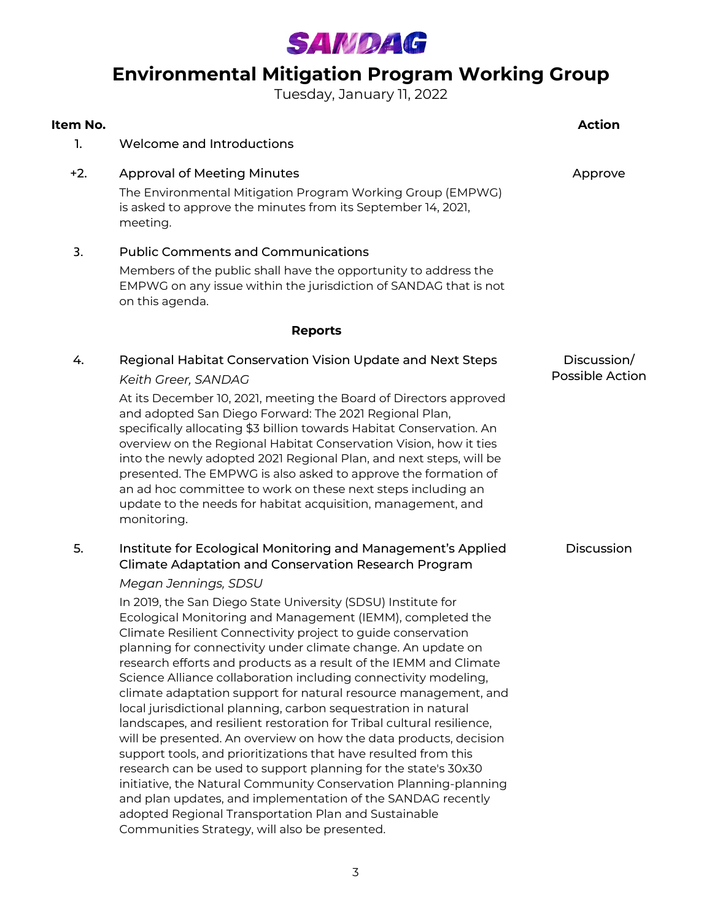SANDAG

# Environmental Mitigation Program Working Group

Tuesday, January 11, 2022

| Item No. | | Action |
|---|---|---|
| 1. | Welcome and Introductions | |
| +2. | Approval of Meeting Minutes<br>The Environmental Mitigation Program Working Group (EMPWG) is asked to approve the minutes from its September 14, 2021, meeting. | Approve |
| 3. | Public Comments and Communications<br>Members of the public shall have the opportunity to address the EMPWG on any issue within the jurisdiction of SANDAG that is not on this agenda. | |

**Reports**

| Item No. | | Action |
|---|---|---|
| 4. | Regional Habitat Conservation Vision Update and Next Steps<br>*Keith Greer, SANDAG*<br>At its December 10, 2021, meeting the Board of Directors approved and adopted San Diego Forward: The 2021 Regional Plan, specifically allocating $3 billion towards Habitat Conservation. An overview on the Regional Habitat Conservation Vision, how it ties into the newly adopted 2021 Regional Plan, and next steps, will be presented. The EMPWG is also asked to approve the formation of an ad hoc committee to work on these next steps including an update to the needs for habitat acquisition, management, and monitoring. | Discussion/ Possible Action |
| 5. | Institute for Ecological Monitoring and Management's Applied Climate Adaptation and Conservation Research Program<br>*Megan Jennings, SDSU*<br>In 2019, the San Diego State University (SDSU) Institute for Ecological Monitoring and Management (IEMM), completed the Climate Resilient Connectivity project to guide conservation planning for connectivity under climate change. An update on research efforts and products as a result of the IEMM and Climate Science Alliance collaboration including connectivity modeling, climate adaptation support for natural resource management, and local jurisdictional planning, carbon sequestration in natural landscapes, and resilient restoration for Tribal cultural resilience, will be presented. An overview on how the data products, decision support tools, and prioritizations that have resulted from this research can be used to support planning for the state's 30x30 initiative, the Natural Community Conservation Planning-planning and plan updates, and implementation of the SANDAG recently adopted Regional Transportation Plan and Sustainable Communities Strategy, will also be presented. | Discussion |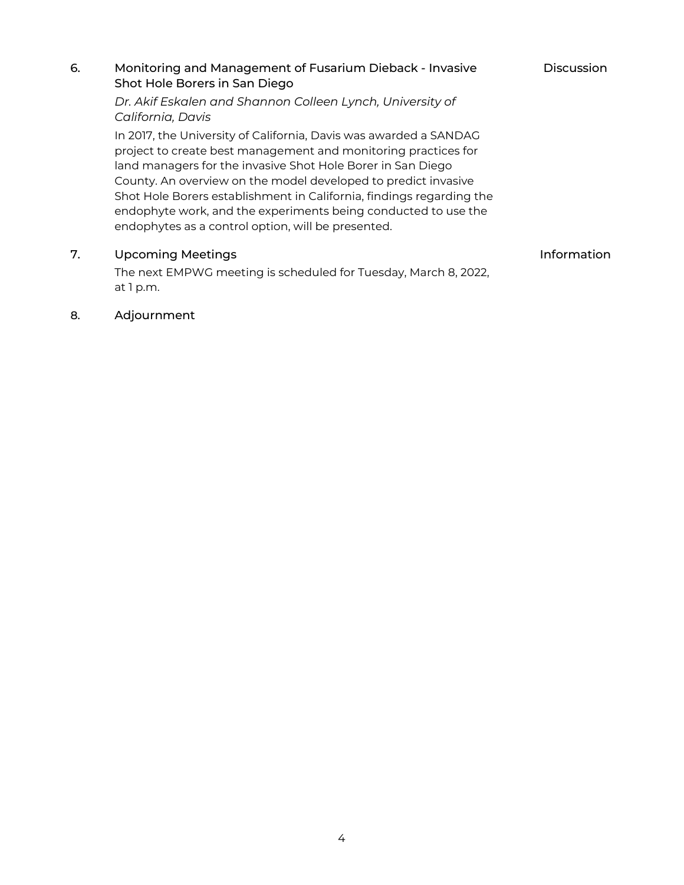6. **Monitoring and Management of Fusarium Dieback - Invasive Shot Hole Borers in San Diego** — Discussion

   *Dr. Akif Eskalen and Shannon Colleen Lynch, University of California, Davis*

   In 2017, the University of California, Davis was awarded a SANDAG project to create best management and monitoring practices for land managers for the invasive Shot Hole Borer in San Diego County. An overview on the model developed to predict invasive Shot Hole Borers establishment in California, findings regarding the endophyte work, and the experiments being conducted to use the endophytes as a control option, will be presented.

7. **Upcoming Meetings** — Information

   The next EMPWG meeting is scheduled for Tuesday, March 8, 2022, at 1 p.m.

8. **Adjournment**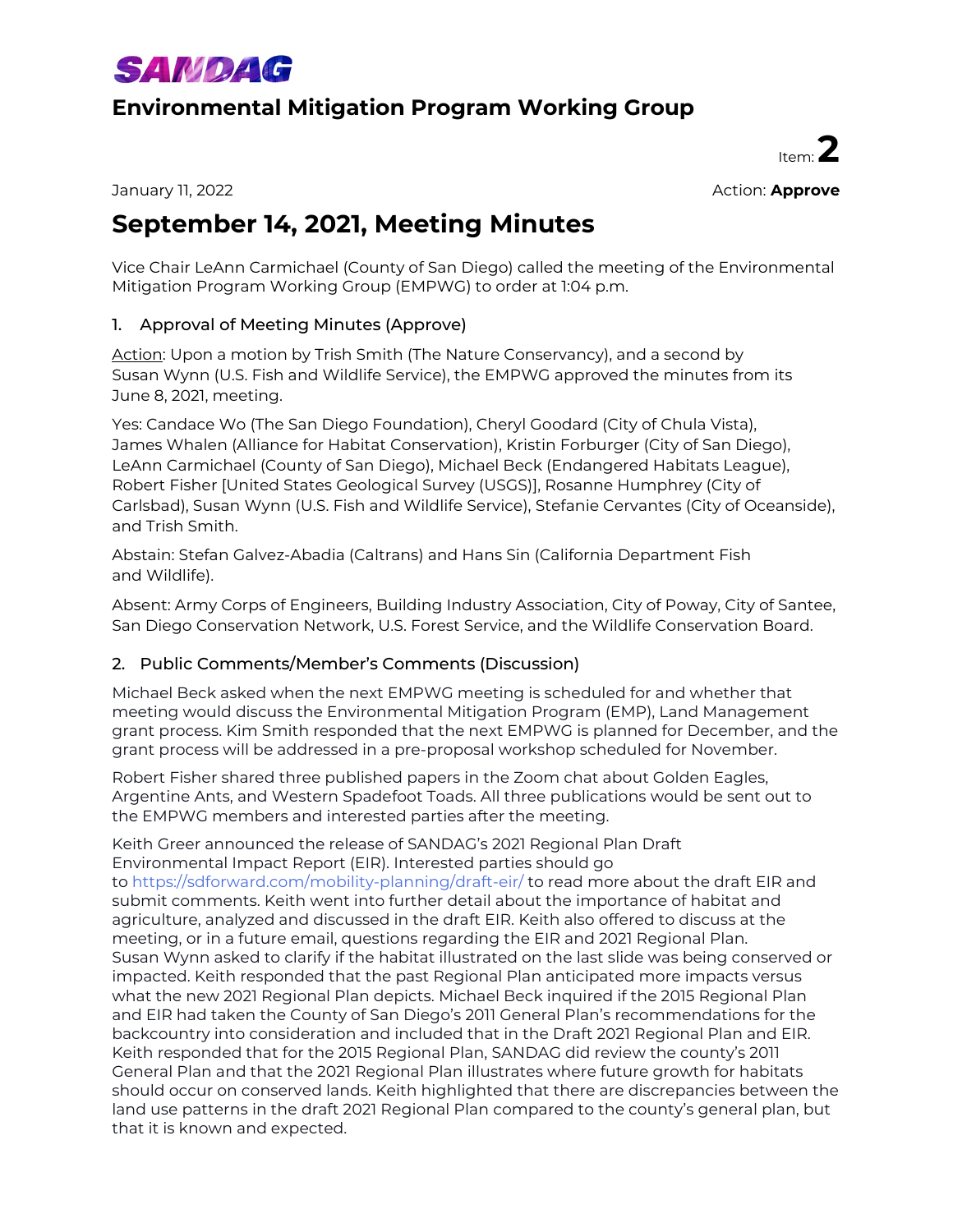SANDAG

# Environmental Mitigation Program Working Group

Item: **2**

January 11, 2022

Action: **Approve**

# September 14, 2021, Meeting Minutes

Vice Chair LeAnn Carmichael (County of San Diego) called the meeting of the Environmental Mitigation Program Working Group (EMPWG) to order at 1:04 p.m.

## 1. Approval of Meeting Minutes (Approve)

Action: Upon a motion by Trish Smith (The Nature Conservancy), and a second by Susan Wynn (U.S. Fish and Wildlife Service), the EMPWG approved the minutes from its June 8, 2021, meeting.

Yes: Candace Wo (The San Diego Foundation), Cheryl Goodard (City of Chula Vista), James Whalen (Alliance for Habitat Conservation), Kristin Forburger (City of San Diego), LeAnn Carmichael (County of San Diego), Michael Beck (Endangered Habitats League), Robert Fisher [United States Geological Survey (USGS)], Rosanne Humphrey (City of Carlsbad), Susan Wynn (U.S. Fish and Wildlife Service), Stefanie Cervantes (City of Oceanside), and Trish Smith.

Abstain: Stefan Galvez-Abadia (Caltrans) and Hans Sin (California Department Fish and Wildlife).

Absent: Army Corps of Engineers, Building Industry Association, City of Poway, City of Santee, San Diego Conservation Network, U.S. Forest Service, and the Wildlife Conservation Board.

## 2. Public Comments/Member's Comments (Discussion)

Michael Beck asked when the next EMPWG meeting is scheduled for and whether that meeting would discuss the Environmental Mitigation Program (EMP), Land Management grant process. Kim Smith responded that the next EMPWG is planned for December, and the grant process will be addressed in a pre-proposal workshop scheduled for November.

Robert Fisher shared three published papers in the Zoom chat about Golden Eagles, Argentine Ants, and Western Spadefoot Toads. All three publications would be sent out to the EMPWG members and interested parties after the meeting.

Keith Greer announced the release of SANDAG's 2021 Regional Plan Draft Environmental Impact Report (EIR). Interested parties should go to https://sdforward.com/mobility-planning/draft-eir/ to read more about the draft EIR and submit comments. Keith went into further detail about the importance of habitat and agriculture, analyzed and discussed in the draft EIR. Keith also offered to discuss at the meeting, or in a future email, questions regarding the EIR and 2021 Regional Plan. Susan Wynn asked to clarify if the habitat illustrated on the last slide was being conserved or impacted. Keith responded that the past Regional Plan anticipated more impacts versus what the new 2021 Regional Plan depicts. Michael Beck inquired if the 2015 Regional Plan and EIR had taken the County of San Diego's 2011 General Plan's recommendations for the backcountry into consideration and included that in the Draft 2021 Regional Plan and EIR. Keith responded that for the 2015 Regional Plan, SANDAG did review the county's 2011 General Plan and that the 2021 Regional Plan illustrates where future growth for habitats should occur on conserved lands. Keith highlighted that there are discrepancies between the land use patterns in the draft 2021 Regional Plan compared to the county's general plan, but that it is known and expected.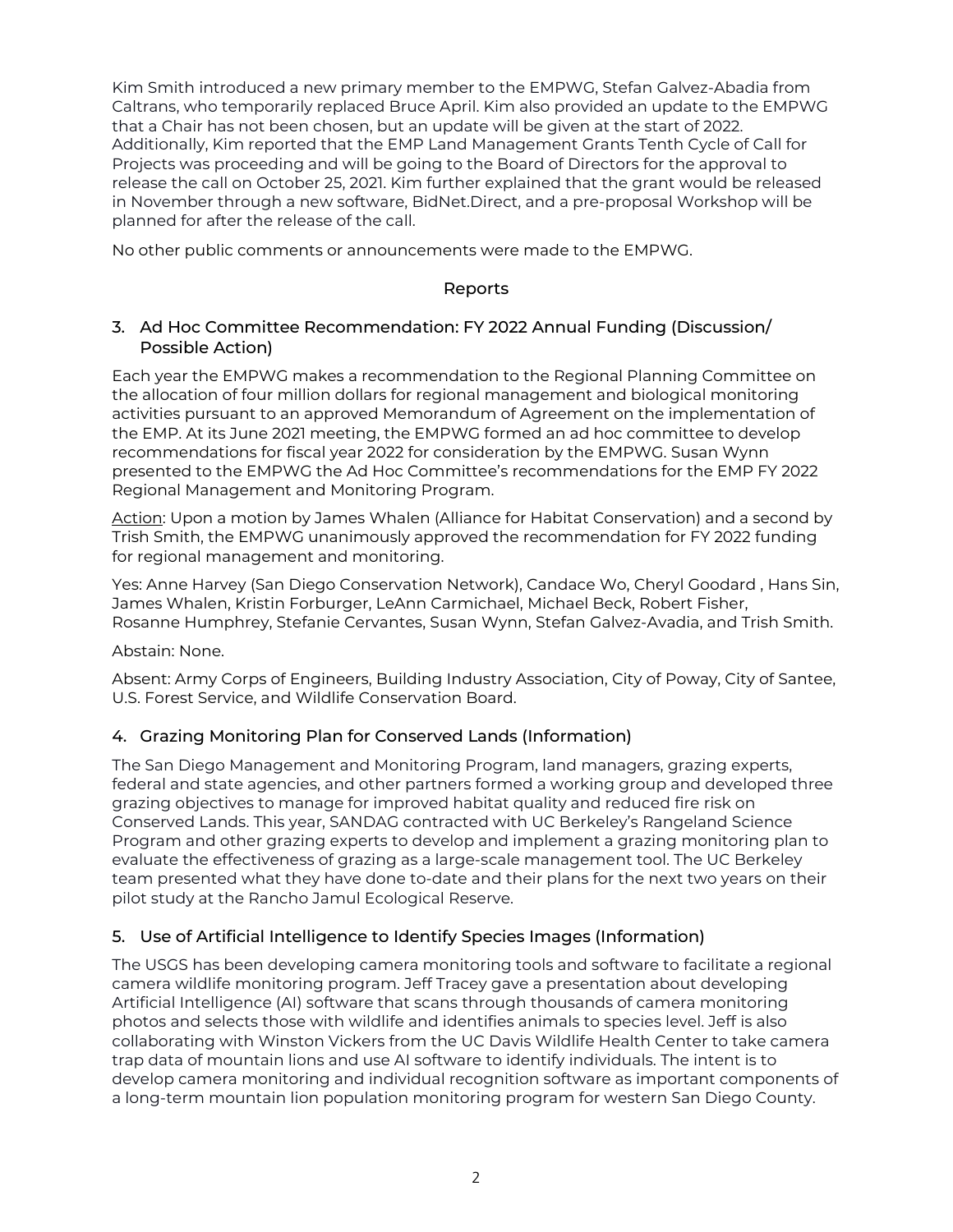Kim Smith introduced a new primary member to the EMPWG, Stefan Galvez-Abadia from Caltrans, who temporarily replaced Bruce April. Kim also provided an update to the EMPWG that a Chair has not been chosen, but an update will be given at the start of 2022. Additionally, Kim reported that the EMP Land Management Grants Tenth Cycle of Call for Projects was proceeding and will be going to the Board of Directors for the approval to release the call on October 25, 2021. Kim further explained that the grant would be released in November through a new software, BidNet.Direct, and a pre-proposal Workshop will be planned for after the release of the call.

No other public comments or announcements were made to the EMPWG.

## Reports

### 3. Ad Hoc Committee Recommendation: FY 2022 Annual Funding (Discussion/ Possible Action)

Each year the EMPWG makes a recommendation to the Regional Planning Committee on the allocation of four million dollars for regional management and biological monitoring activities pursuant to an approved Memorandum of Agreement on the implementation of the EMP. At its June 2021 meeting, the EMPWG formed an ad hoc committee to develop recommendations for fiscal year 2022 for consideration by the EMPWG. Susan Wynn presented to the EMPWG the Ad Hoc Committee's recommendations for the EMP FY 2022 Regional Management and Monitoring Program.

Action: Upon a motion by James Whalen (Alliance for Habitat Conservation) and a second by Trish Smith, the EMPWG unanimously approved the recommendation for FY 2022 funding for regional management and monitoring.

Yes: Anne Harvey (San Diego Conservation Network), Candace Wo, Cheryl Goodard , Hans Sin, James Whalen, Kristin Forburger, LeAnn Carmichael, Michael Beck, Robert Fisher, Rosanne Humphrey, Stefanie Cervantes, Susan Wynn, Stefan Galvez-Avadia, and Trish Smith.

Abstain: None.

Absent: Army Corps of Engineers, Building Industry Association, City of Poway, City of Santee, U.S. Forest Service, and Wildlife Conservation Board.

### 4. Grazing Monitoring Plan for Conserved Lands (Information)

The San Diego Management and Monitoring Program, land managers, grazing experts, federal and state agencies, and other partners formed a working group and developed three grazing objectives to manage for improved habitat quality and reduced fire risk on Conserved Lands. This year, SANDAG contracted with UC Berkeley's Rangeland Science Program and other grazing experts to develop and implement a grazing monitoring plan to evaluate the effectiveness of grazing as a large-scale management tool. The UC Berkeley team presented what they have done to-date and their plans for the next two years on their pilot study at the Rancho Jamul Ecological Reserve.

### 5. Use of Artificial Intelligence to Identify Species Images (Information)

The USGS has been developing camera monitoring tools and software to facilitate a regional camera wildlife monitoring program. Jeff Tracey gave a presentation about developing Artificial Intelligence (AI) software that scans through thousands of camera monitoring photos and selects those with wildlife and identifies animals to species level. Jeff is also collaborating with Winston Vickers from the UC Davis Wildlife Health Center to take camera trap data of mountain lions and use AI software to identify individuals. The intent is to develop camera monitoring and individual recognition software as important components of a long-term mountain lion population monitoring program for western San Diego County.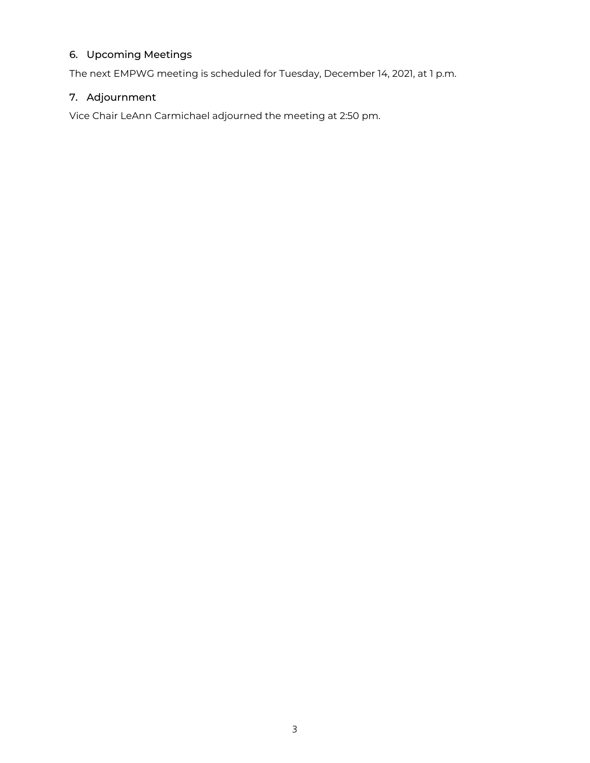## 6. Upcoming Meetings

The next EMPWG meeting is scheduled for Tuesday, December 14, 2021, at 1 p.m.

## 7. Adjournment

Vice Chair LeAnn Carmichael adjourned the meeting at 2:50 pm.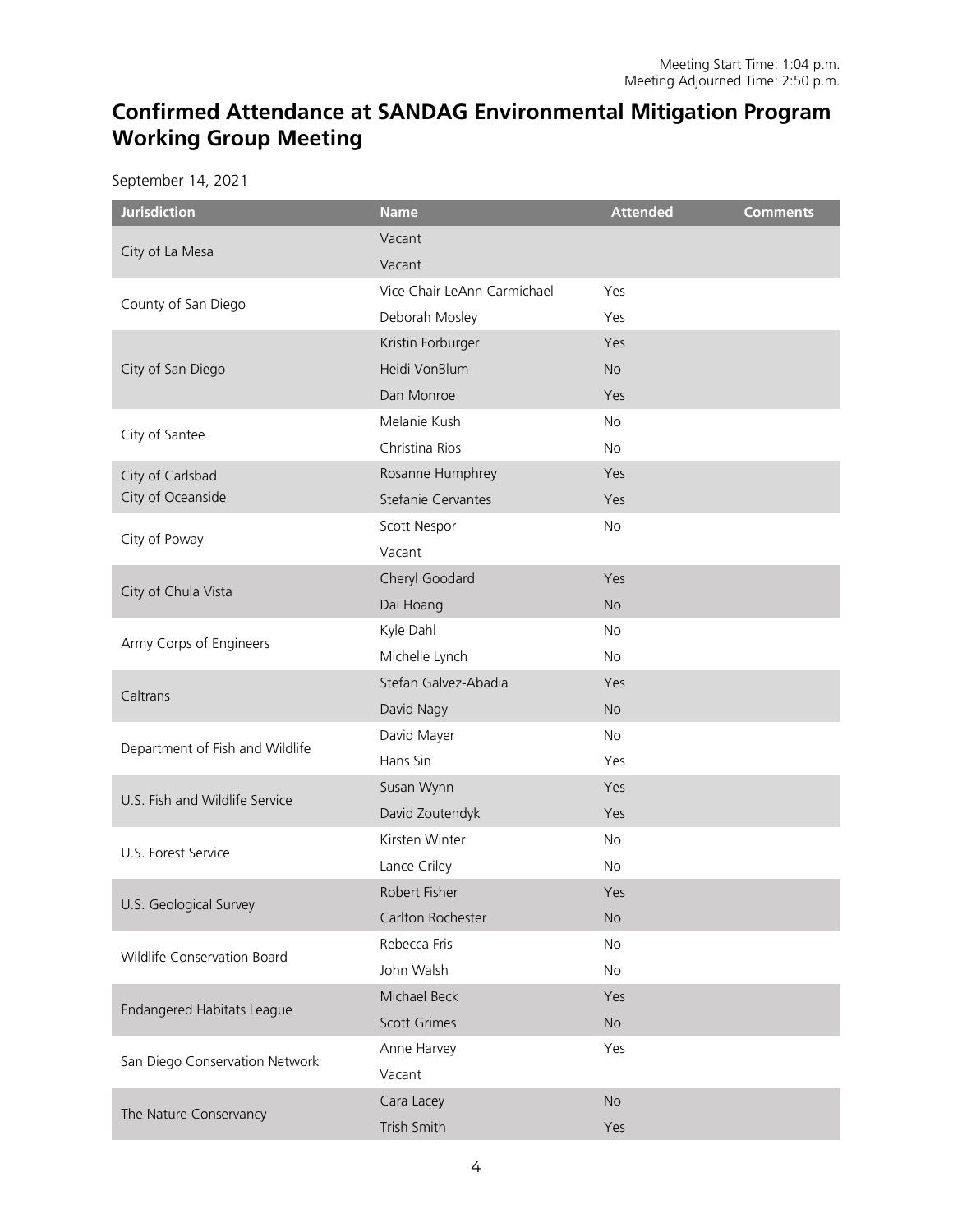Meeting Start Time: 1:04 p.m.
Meeting Adjourned Time: 2:50 p.m.

## Confirmed Attendance at SANDAG Environmental Mitigation Program Working Group Meeting

September 14, 2021

| Jurisdiction | Name | Attended | Comments |
|---|---|---|---|
| City of La Mesa | Vacant | | |
| | Vacant | | |
| County of San Diego | Vice Chair LeAnn Carmichael | Yes | |
| | Deborah Mosley | Yes | |
| City of San Diego | Kristin Forburger | Yes | |
| | Heidi VonBlum | No | |
| | Dan Monroe | Yes | |
| City of Santee | Melanie Kush | No | |
| | Christina Rios | No | |
| City of Carlsbad | Rosanne Humphrey | Yes | |
| City of Oceanside | Stefanie Cervantes | Yes | |
| City of Poway | Scott Nespor | No | |
| | Vacant | | |
| City of Chula Vista | Cheryl Goodard | Yes | |
| | Dai Hoang | No | |
| Army Corps of Engineers | Kyle Dahl | No | |
| | Michelle Lynch | No | |
| Caltrans | Stefan Galvez-Abadia | Yes | |
| | David Nagy | No | |
| Department of Fish and Wildlife | David Mayer | No | |
| | Hans Sin | Yes | |
| U.S. Fish and Wildlife Service | Susan Wynn | Yes | |
| | David Zoutendyk | Yes | |
| U.S. Forest Service | Kirsten Winter | No | |
| | Lance Criley | No | |
| U.S. Geological Survey | Robert Fisher | Yes | |
| | Carlton Rochester | No | |
| Wildlife Conservation Board | Rebecca Fris | No | |
| | John Walsh | No | |
| Endangered Habitats League | Michael Beck | Yes | |
| | Scott Grimes | No | |
| San Diego Conservation Network | Anne Harvey | Yes | |
| | Vacant | | |
| The Nature Conservancy | Cara Lacey | No | |
| | Trish Smith | Yes | |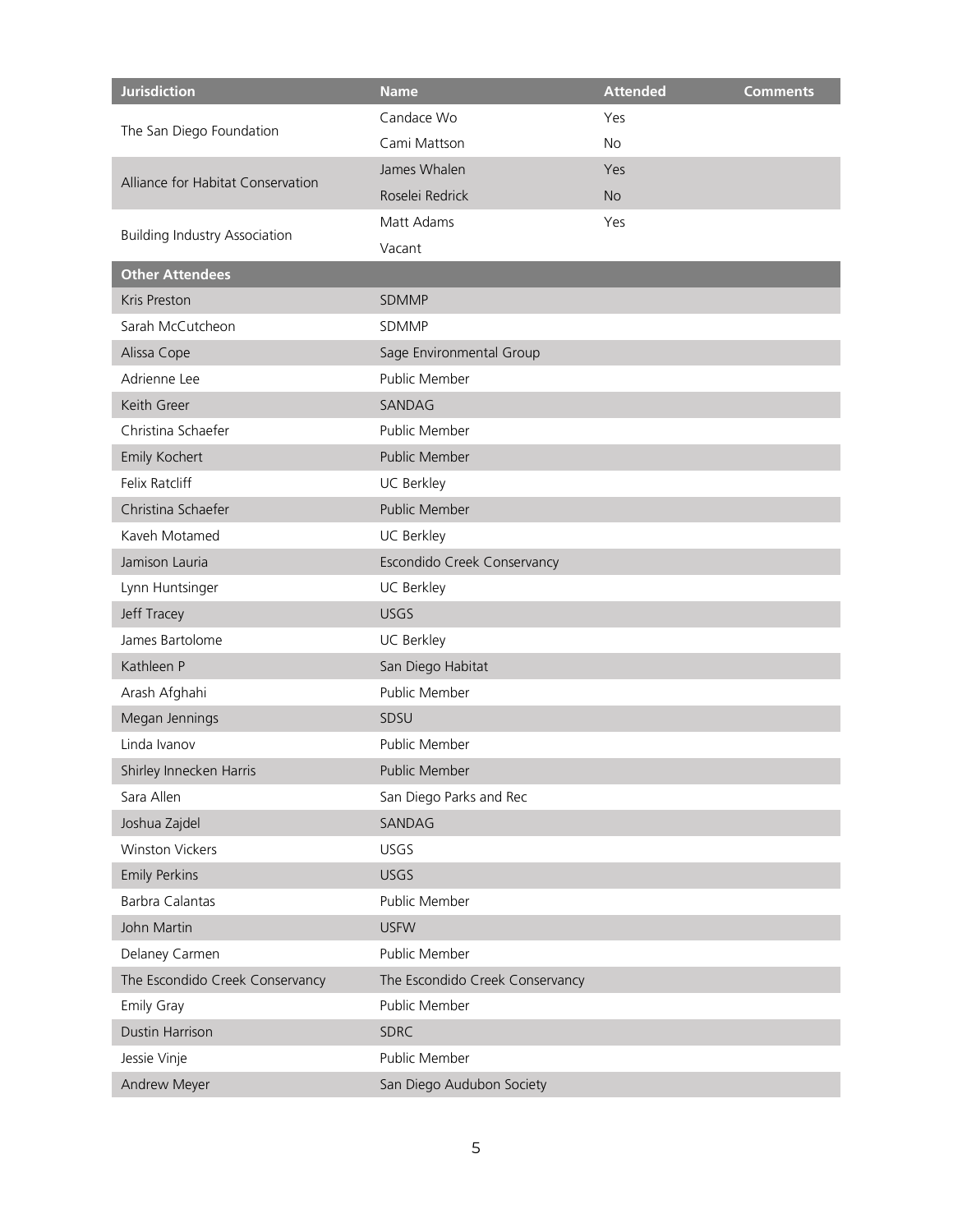| Jurisdiction | Name | Attended | Comments |
|---|---|---|---|
| The San Diego Foundation | Candace Wo | Yes | |
| | Cami Mattson | No | |
| Alliance for Habitat Conservation | James Whalen | Yes | |
| | Roselei Redrick | No | |
| Building Industry Association | Matt Adams | Yes | |
| | Vacant | | |
| **Other Attendees** | | | |
| Kris Preston | SDMMP | | |
| Sarah McCutcheon | SDMMP | | |
| Alissa Cope | Sage Environmental Group | | |
| Adrienne Lee | Public Member | | |
| Keith Greer | SANDAG | | |
| Christina Schaefer | Public Member | | |
| Emily Kochert | Public Member | | |
| Felix Ratcliff | UC Berkley | | |
| Christina Schaefer | Public Member | | |
| Kaveh Motamed | UC Berkley | | |
| Jamison Lauria | Escondido Creek Conservancy | | |
| Lynn Huntsinger | UC Berkley | | |
| Jeff Tracey | USGS | | |
| James Bartolome | UC Berkley | | |
| Kathleen P | San Diego Habitat | | |
| Arash Afghahi | Public Member | | |
| Megan Jennings | SDSU | | |
| Linda Ivanov | Public Member | | |
| Shirley Innecken Harris | Public Member | | |
| Sara Allen | San Diego Parks and Rec | | |
| Joshua Zajdel | SANDAG | | |
| Winston Vickers | USGS | | |
| Emily Perkins | USGS | | |
| Barbra Calantas | Public Member | | |
| John Martin | USFW | | |
| Delaney Carmen | Public Member | | |
| The Escondido Creek Conservancy | The Escondido Creek Conservancy | | |
| Emily Gray | Public Member | | |
| Dustin Harrison | SDRC | | |
| Jessie Vinje | Public Member | | |
| Andrew Meyer | San Diego Audubon Society | | |